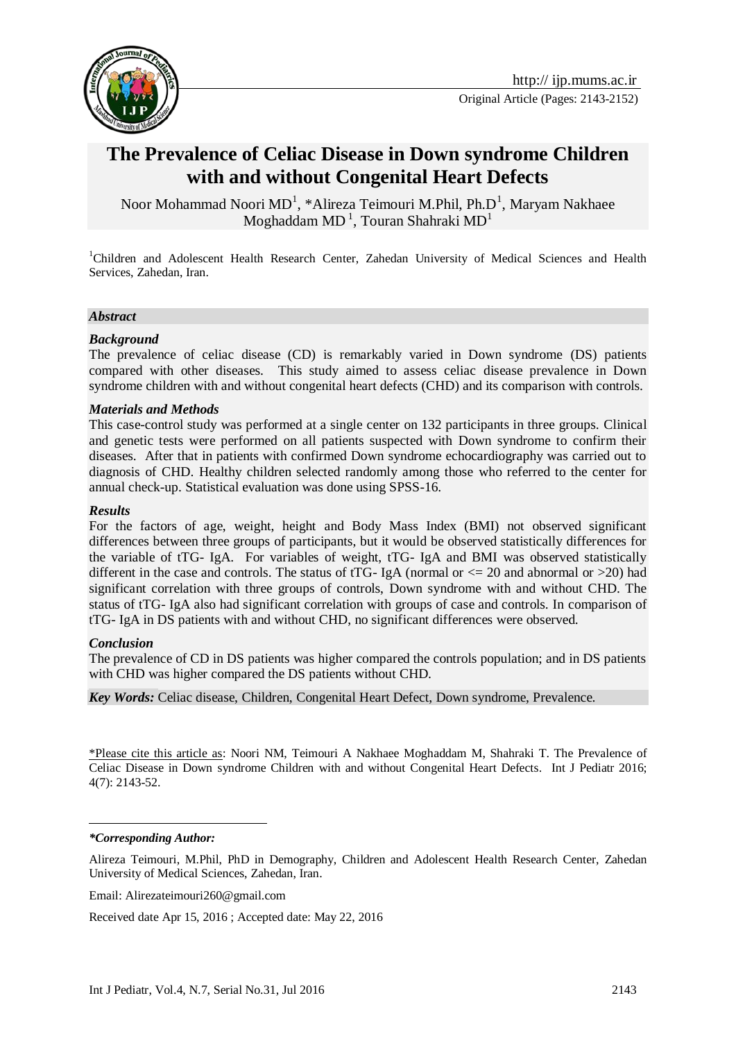http:// ijp.mums.ac.ir

Original Article (Pages: 2143-2152)

# The Prevalence of Celiac Disease in Down syndrome Children with and without Congenital Heart Defects

Noor Mohammad Noori MD[1], *Alireza Teimouri M.Phil, Ph.D[1], Maryam Nakhaee Moghaddam MD [1], Touran Shahraki MD[1]

[1]Children and Adolescent Health Research Center, Zahedan University of Medical Sciences and Health Services, Zahedan, Iran.

***Abstract***

***Background***

The prevalence of celiac disease (CD) is remarkably varied in Down syndrome (DS) patients compared with other diseases. This study aimed to assess celiac disease prevalence in Down syndrome children with and without congenital heart defects (CHD) and its comparison with controls.

***Materials and Methods***

This case-control study was performed at a single center on 132 participants in three groups. Clinical and genetic tests were performed on all patients suspected with Down syndrome to confirm their diseases. After that in patients with confirmed Down syndrome echocardiography was carried out to diagnosis of CHD. Healthy children selected randomly among those who referred to the center for annual check-up. Statistical evaluation was done using SPSS-16.

***Results***

For the factors of age, weight, height and Body Mass Index (BMI) not observed significant differences between three groups of participants, but it would be observed statistically differences for the variable of tTG- IgA. For variables of weight, tTG- IgA and BMI was observed statistically different in the case and controls. The status of tTG- IgA (normal or <= 20 and abnormal or >20) had significant correlation with three groups of controls, Down syndrome with and without CHD. The status of tTG- IgA also had significant correlation with groups of case and controls. In comparison of tTG- IgA in DS patients with and without CHD, no significant differences were observed.

***Conclusion***

The prevalence of CD in DS patients was higher compared the controls population; and in DS patients with CHD was higher compared the DS patients without CHD.

***Key Words:*** Celiac disease, Children, Congenital Heart Defect, Down syndrome, Prevalence.

\*Please cite this article as: Noori NM, Teimouri A Nakhaee Moghaddam M, Shahraki T. The Prevalence of Celiac Disease in Down syndrome Children with and without Congenital Heart Defects. Int J Pediatr 2016; 4(7): 2143-52.

***\*Corresponding Author:***

Alireza Teimouri, M.Phil, PhD in Demography, Children and Adolescent Health Research Center, Zahedan University of Medical Sciences, Zahedan, Iran.

Email: Alirezateimouri260@gmail.com

Received date Apr 15, 2016 ; Accepted date: May 22, 2016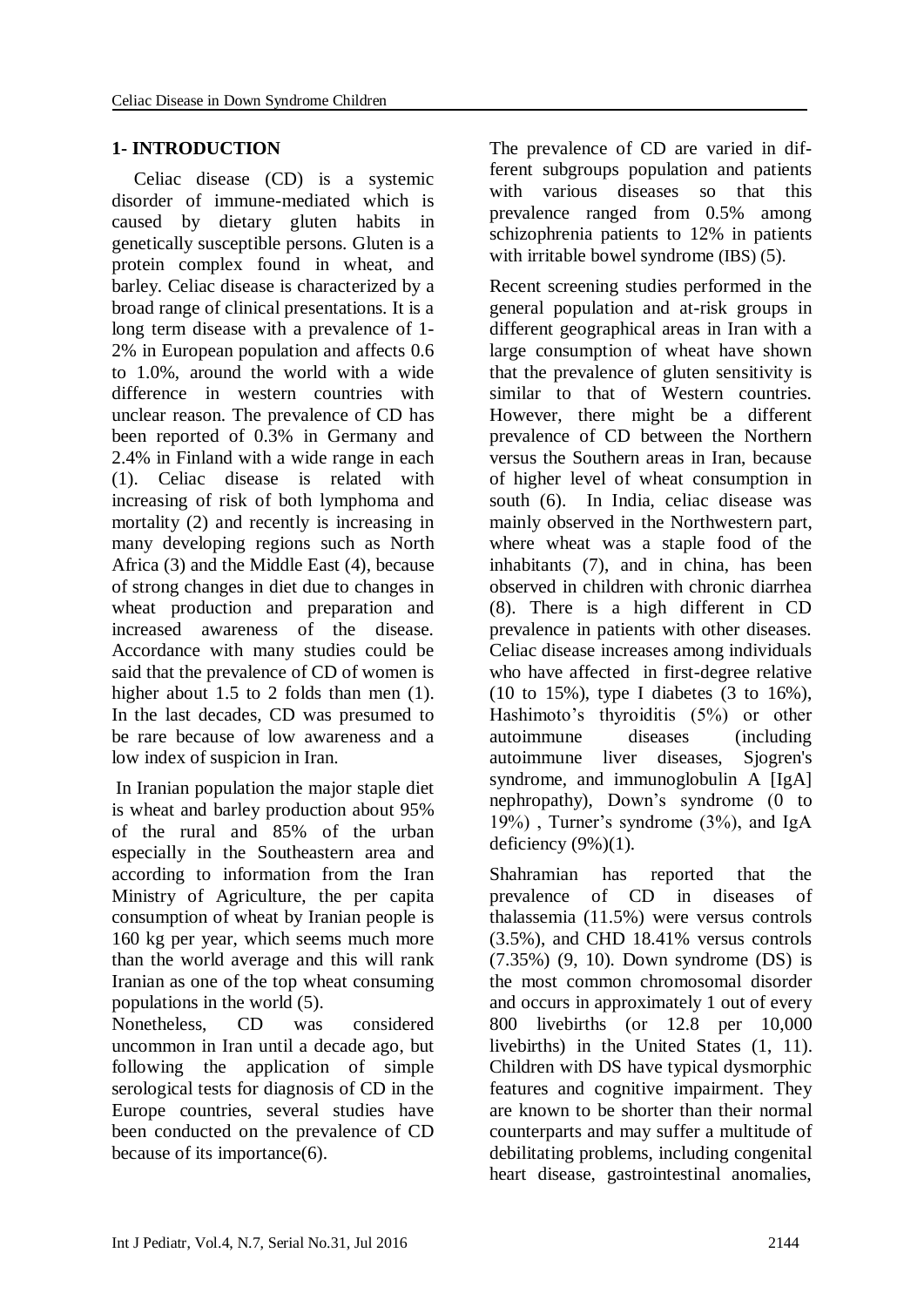## 1- INTRODUCTION

Celiac disease (CD) is a systemic disorder of immune-mediated which is caused by dietary gluten habits in genetically susceptible persons. Gluten is a protein complex found in wheat, and barley. Celiac disease is characterized by a broad range of clinical presentations. It is a long term disease with a prevalence of 1-2% in European population and affects 0.6 to 1.0%, around the world with a wide difference in western countries with unclear reason. The prevalence of CD has been reported of 0.3% in Germany and 2.4% in Finland with a wide range in each (1). Celiac disease is related with increasing of risk of both lymphoma and mortality (2) and recently is increasing in many developing regions such as North Africa (3) and the Middle East (4), because of strong changes in diet due to changes in wheat production and preparation and increased awareness of the disease. Accordance with many studies could be said that the prevalence of CD of women is higher about 1.5 to 2 folds than men (1). In the last decades, CD was presumed to be rare because of low awareness and a low index of suspicion in Iran.

In Iranian population the major staple diet is wheat and barley production about 95% of the rural and 85% of the urban especially in the Southeastern area and according to information from the Iran Ministry of Agriculture, the per capita consumption of wheat by Iranian people is 160 kg per year, which seems much more than the world average and this will rank Iranian as one of the top wheat consuming populations in the world (5).

Nonetheless, CD was considered uncommon in Iran until a decade ago, but following the application of simple serological tests for diagnosis of CD in the Europe countries, several studies have been conducted on the prevalence of CD because of its importance(6).

The prevalence of CD are varied in different subgroups population and patients with various diseases so that this prevalence ranged from 0.5% among schizophrenia patients to 12% in patients with irritable bowel syndrome (IBS) (5).

Recent screening studies performed in the general population and at-risk groups in different geographical areas in Iran with a large consumption of wheat have shown that the prevalence of gluten sensitivity is similar to that of Western countries. However, there might be a different prevalence of CD between the Northern versus the Southern areas in Iran, because of higher level of wheat consumption in south (6). In India, celiac disease was mainly observed in the Northwestern part, where wheat was a staple food of the inhabitants (7), and in china, has been observed in children with chronic diarrhea (8). There is a high different in CD prevalence in patients with other diseases. Celiac disease increases among individuals who have affected in first-degree relative (10 to 15%), type I diabetes (3 to 16%), Hashimoto's thyroiditis (5%) or other autoimmune diseases (including autoimmune liver diseases, Sjogren's syndrome, and immunoglobulin A [IgA] nephropathy), Down's syndrome (0 to 19%) , Turner's syndrome (3%), and IgA deficiency (9%)(1).

Shahramian has reported that the prevalence of CD in diseases of thalassemia (11.5%) were versus controls (3.5%), and CHD 18.41% versus controls (7.35%) (9, 10). Down syndrome (DS) is the most common chromosomal disorder and occurs in approximately 1 out of every 800 livebirths (or 12.8 per 10,000 livebirths) in the United States (1, 11). Children with DS have typical dysmorphic features and cognitive impairment. They are known to be shorter than their normal counterparts and may suffer a multitude of debilitating problems, including congenital heart disease, gastrointestinal anomalies,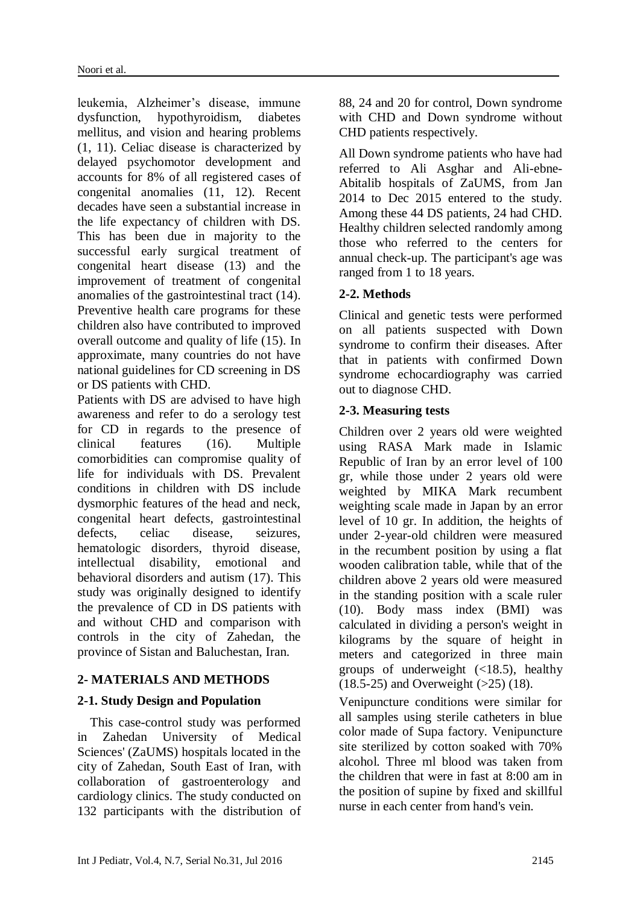leukemia, Alzheimer's disease, immune dysfunction, hypothyroidism, diabetes mellitus, and vision and hearing problems (1, 11). Celiac disease is characterized by delayed psychomotor development and accounts for 8% of all registered cases of congenital anomalies (11, 12). Recent decades have seen a substantial increase in the life expectancy of children with DS. This has been due in majority to the successful early surgical treatment of congenital heart disease (13) and the improvement of treatment of congenital anomalies of the gastrointestinal tract (14). Preventive health care programs for these children also have contributed to improved overall outcome and quality of life (15). In approximate, many countries do not have national guidelines for CD screening in DS or DS patients with CHD.

Patients with DS are advised to have high awareness and refer to do a serology test for CD in regards to the presence of clinical features (16). Multiple comorbidities can compromise quality of life for individuals with DS. Prevalent conditions in children with DS include dysmorphic features of the head and neck, congenital heart defects, gastrointestinal defects, celiac disease, seizures, hematologic disorders, thyroid disease, intellectual disability, emotional and behavioral disorders and autism (17). This study was originally designed to identify the prevalence of CD in DS patients with and without CHD and comparison with controls in the city of Zahedan, the province of Sistan and Baluchestan, Iran.

## 2- MATERIALS AND METHODS

### 2-1. Study Design and Population

This case-control study was performed in Zahedan University of Medical Sciences' (ZaUMS) hospitals located in the city of Zahedan, South East of Iran, with collaboration of gastroenterology and cardiology clinics. The study conducted on 132 participants with the distribution of 88, 24 and 20 for control, Down syndrome with CHD and Down syndrome without CHD patients respectively.

All Down syndrome patients who have had referred to Ali Asghar and Ali-ebne-Abitalib hospitals of ZaUMS, from Jan 2014 to Dec 2015 entered to the study. Among these 44 DS patients, 24 had CHD. Healthy children selected randomly among those who referred to the centers for annual check-up. The participant's age was ranged from 1 to 18 years.

### 2-2. Methods

Clinical and genetic tests were performed on all patients suspected with Down syndrome to confirm their diseases. After that in patients with confirmed Down syndrome echocardiography was carried out to diagnose CHD.

### 2-3. Measuring tests

Children over 2 years old were weighted using RASA Mark made in Islamic Republic of Iran by an error level of 100 gr, while those under 2 years old were weighted by MIKA Mark recumbent weighting scale made in Japan by an error level of 10 gr. In addition, the heights of under 2-year-old children were measured in the recumbent position by using a flat wooden calibration table, while that of the children above 2 years old were measured in the standing position with a scale ruler (10). Body mass index (BMI) was calculated in dividing a person's weight in kilograms by the square of height in meters and categorized in three main groups of underweight (<18.5), healthy (18.5-25) and Overweight (>25) (18).

Venipuncture conditions were similar for all samples using sterile catheters in blue color made of Supa factory. Venipuncture site sterilized by cotton soaked with 70% alcohol. Three ml blood was taken from the children that were in fast at 8:00 am in the position of supine by fixed and skillful nurse in each center from hand's vein.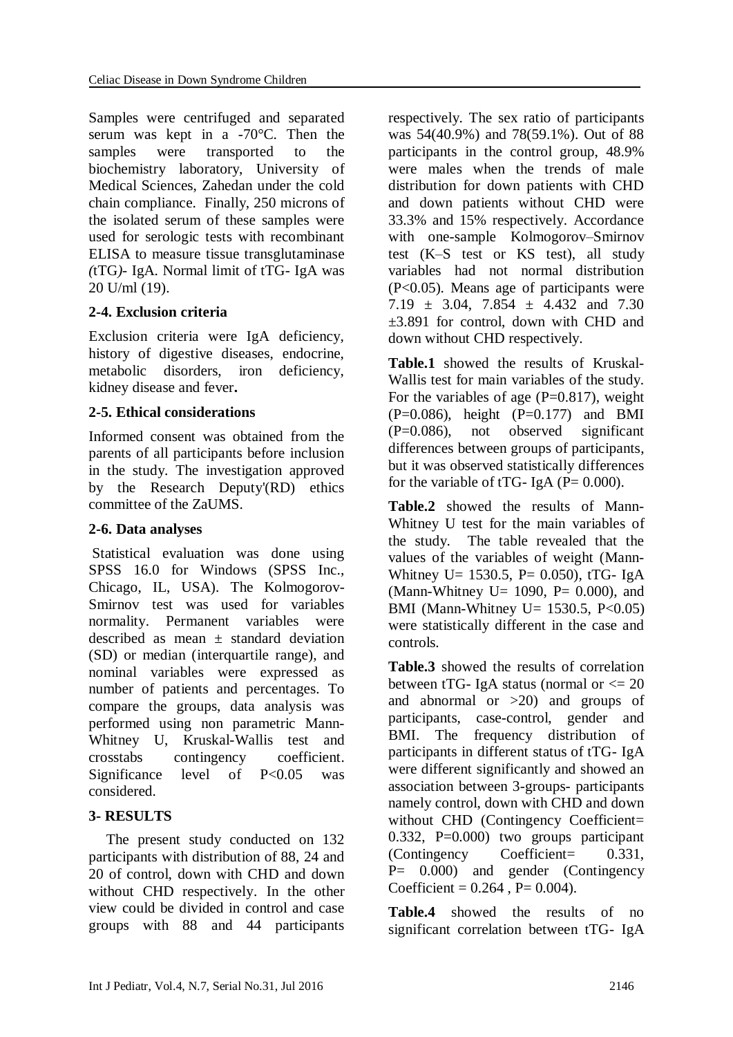Samples were centrifuged and separated serum was kept in a -70°C. Then the samples were transported to the biochemistry laboratory, University of Medical Sciences, Zahedan under the cold chain compliance. Finally, 250 microns of the isolated serum of these samples were used for serologic tests with recombinant ELISA to measure tissue transglutaminase *(*tTG*)*- IgA. Normal limit of tTG- IgA was 20 U/ml (19).

### 2-4. Exclusion criteria

Exclusion criteria were IgA deficiency, history of digestive diseases, endocrine, metabolic disorders, iron deficiency, kidney disease and fever**.**

### 2-5. Ethical considerations

Informed consent was obtained from the parents of all participants before inclusion in the study. The investigation approved by the Research Deputy'(RD) ethics committee of the ZaUMS.

### 2-6. Data analyses

Statistical evaluation was done using SPSS 16.0 for Windows (SPSS Inc., Chicago, IL, USA). The Kolmogorov-Smirnov test was used for variables normality. Permanent variables were described as mean ± standard deviation (SD) or median (interquartile range), and nominal variables were expressed as number of patients and percentages. To compare the groups, data analysis was performed using non parametric Mann-Whitney U, Kruskal-Wallis test and crosstabs contingency coefficient. Significance level of $P<0.05$ was considered.

## 3- RESULTS

The present study conducted on 132 participants with distribution of 88, 24 and 20 of control, down with CHD and down without CHD respectively. In the other view could be divided in control and case groups with 88 and 44 participants respectively. The sex ratio of participants was 54(40.9%) and 78(59.1%). Out of 88 participants in the control group, 48.9% were males when the trends of male distribution for down patients with CHD and down patients without CHD were 33.3% and 15% respectively. Accordance with one-sample Kolmogorov–Smirnov test (K–S test or KS test), all study variables had not normal distribution ($P<0.05$). Means age of participants were 7.19 ± 3.04, 7.854 ± 4.432 and 7.30 ±3.891 for control, down with CHD and down without CHD respectively.

**Table.1** showed the results of Kruskal-Wallis test for main variables of the study. For the variables of age (P=0.817), weight (P=0.086), height (P=0.177) and BMI (P=0.086), not observed significant differences between groups of participants, but it was observed statistically differences for the variable of tTG- IgA (P= 0.000).

**Table.2** showed the results of Mann-Whitney U test for the main variables of the study. The table revealed that the values of the variables of weight (Mann-Whitney U= 1530.5, P= 0.050), tTG- IgA (Mann-Whitney U= 1090, P= 0.000), and BMI (Mann-Whitney U= 1530.5, $P<0.05$) were statistically different in the case and controls.

**Table.3** showed the results of correlation between tTG- IgA status (normal or <= 20 and abnormal or >20) and groups of participants, case-control, gender and BMI. The frequency distribution of participants in different status of tTG- IgA were different significantly and showed an association between 3-groups- participants namely control, down with CHD and down without CHD (Contingency Coefficient= 0.332, P=0.000) two groups participant (Contingency Coefficient= 0.331, P= 0.000) and gender (Contingency Coefficient = 0.264 , P= 0.004).

**Table.4** showed the results of no significant correlation between tTG- IgA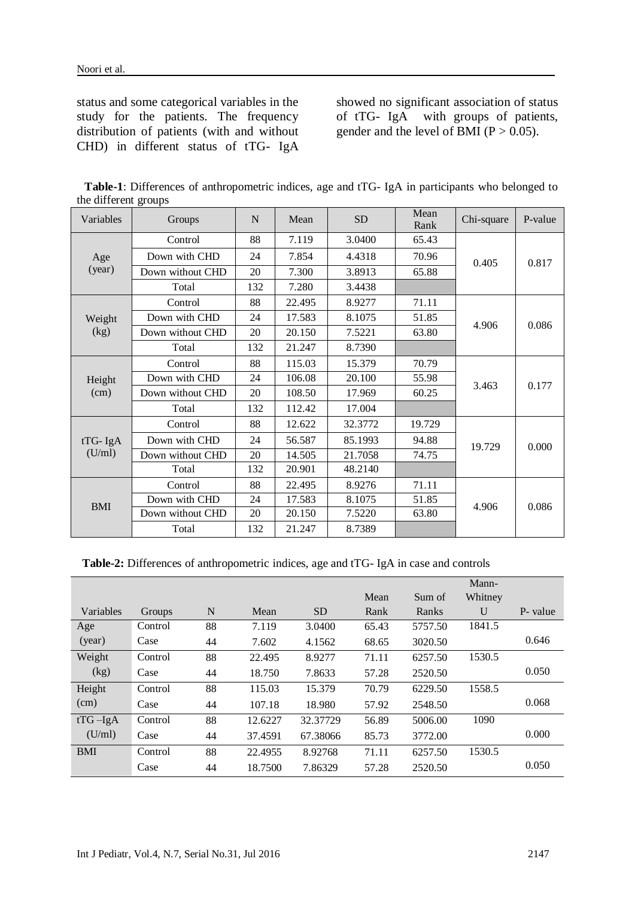status and some categorical variables in the study for the patients. The frequency distribution of patients (with and without CHD) in different status of tTG- IgA showed no significant association of status of tTG- IgA with groups of patients, gender and the level of BMI ($P > 0.05$).

**Table-1**: Differences of anthropometric indices, age and tTG- IgA in participants who belonged to the different groups

| Variables | Groups | N | Mean | SD | Mean Rank | Chi-square | P-value |
|---|---|---|---|---|---|---|---|
| Age (year) | Control | 88 | 7.119 | 3.0400 | 65.43 | 0.405 | 0.817 |
| | Down with CHD | 24 | 7.854 | 4.4318 | 70.96 | | |
| | Down without CHD | 20 | 7.300 | 3.8913 | 65.88 | | |
| | Total | 132 | 7.280 | 3.4438 | | | |
| Weight (kg) | Control | 88 | 22.495 | 8.9277 | 71.11 | 4.906 | 0.086 |
| | Down with CHD | 24 | 17.583 | 8.1075 | 51.85 | | |
| | Down without CHD | 20 | 20.150 | 7.5221 | 63.80 | | |
| | Total | 132 | 21.247 | 8.7390 | | | |
| Height (cm) | Control | 88 | 115.03 | 15.379 | 70.79 | 3.463 | 0.177 |
| | Down with CHD | 24 | 106.08 | 20.100 | 55.98 | | |
| | Down without CHD | 20 | 108.50 | 17.969 | 60.25 | | |
| | Total | 132 | 112.42 | 17.004 | | | |
| tTG- IgA (U/ml) | Control | 88 | 12.622 | 32.3772 | 19.729 | 19.729 | 0.000 |
| | Down with CHD | 24 | 56.587 | 85.1993 | 94.88 | | |
| | Down without CHD | 20 | 14.505 | 21.7058 | 74.75 | | |
| | Total | 132 | 20.901 | 48.2140 | | | |
| BMI | Control | 88 | 22.495 | 8.9276 | 71.11 | 4.906 | 0.086 |
| | Down with CHD | 24 | 17.583 | 8.1075 | 51.85 | | |
| | Down without CHD | 20 | 20.150 | 7.5220 | 63.80 | | |
| | Total | 132 | 21.247 | 8.7389 | | | |

**Table-2:** Differences of anthropometric indices, age and tTG- IgA in case and controls

| Variables | Groups | N | Mean | SD | Mean Rank | Sum of Ranks | Mann-Whitney U | P- value |
|---|---|---|---|---|---|---|---|---|
| Age (year) | Control | 88 | 7.119 | 3.0400 | 65.43 | 5757.50 | 1841.5 | 0.646 |
| | Case | 44 | 7.602 | 4.1562 | 68.65 | 3020.50 | | |
| Weight (kg) | Control | 88 | 22.495 | 8.9277 | 71.11 | 6257.50 | 1530.5 | 0.050 |
| | Case | 44 | 18.750 | 7.8633 | 57.28 | 2520.50 | | |
| Height (cm) | Control | 88 | 115.03 | 15.379 | 70.79 | 6229.50 | 1558.5 | 0.068 |
| | Case | 44 | 107.18 | 18.980 | 57.92 | 2548.50 | | |
| tTG –IgA (U/ml) | Control | 88 | 12.6227 | 32.37729 | 56.89 | 5006.00 | 1090 | 0.000 |
| | Case | 44 | 37.4591 | 67.38066 | 85.73 | 3772.00 | | |
| BMI | Control | 88 | 22.4955 | 8.92768 | 71.11 | 6257.50 | 1530.5 | 0.050 |
| | Case | 44 | 18.7500 | 7.86329 | 57.28 | 2520.50 | | |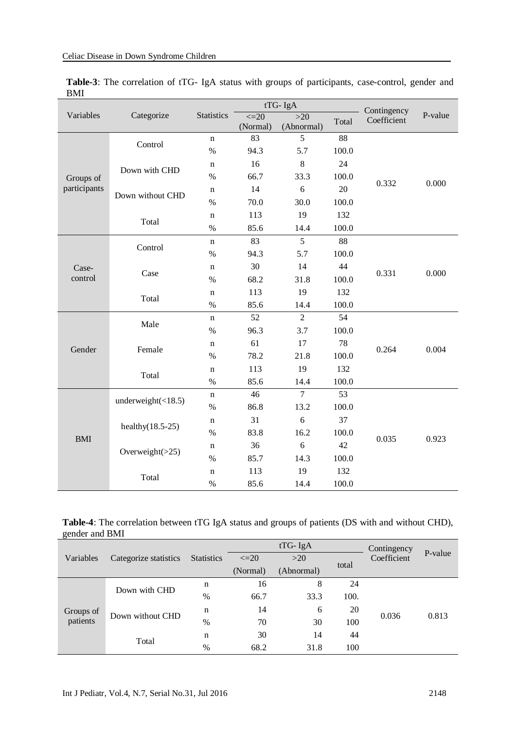**Table-3**: The correlation of tTG- IgA status with groups of participants, case-control, gender and BMI

| Variables | Categorize | Statistics | tTG- IgA <=20 (Normal) | tTG- IgA >20 (Abnormal) | Total | Contingency Coefficient | P-value |
|---|---|---|---|---|---|---|---|
| Groups of participants | Control | n | 83 | 5 | 88 | 0.332 | 0.000 |
| | | % | 94.3 | 5.7 | 100.0 | | |
| | Down with CHD | n | 16 | 8 | 24 | | |
| | | % | 66.7 | 33.3 | 100.0 | | |
| | Down without CHD | n | 14 | 6 | 20 | | |
| | | % | 70.0 | 30.0 | 100.0 | | |
| | Total | n | 113 | 19 | 132 | | |
| | | % | 85.6 | 14.4 | 100.0 | | |
| Case-control | Control | n | 83 | 5 | 88 | 0.331 | 0.000 |
| | | % | 94.3 | 5.7 | 100.0 | | |
| | Case | n | 30 | 14 | 44 | | |
| | | % | 68.2 | 31.8 | 100.0 | | |
| | Total | n | 113 | 19 | 132 | | |
| | | % | 85.6 | 14.4 | 100.0 | | |
| Gender | Male | n | 52 | 2 | 54 | 0.264 | 0.004 |
| | | % | 96.3 | 3.7 | 100.0 | | |
| | Female | n | 61 | 17 | 78 | | |
| | | % | 78.2 | 21.8 | 100.0 | | |
| | Total | n | 113 | 19 | 132 | | |
| | | % | 85.6 | 14.4 | 100.0 | | |
| BMI | underweight(<18.5) | n | 46 | 7 | 53 | 0.035 | 0.923 |
| | | % | 86.8 | 13.2 | 100.0 | | |
| | healthy(18.5-25) | n | 31 | 6 | 37 | | |
| | | % | 83.8 | 16.2 | 100.0 | | |
| | Overweight(>25) | n | 36 | 6 | 42 | | |
| | | % | 85.7 | 14.3 | 100.0 | | |
| | Total | n | 113 | 19 | 132 | | |
| | | % | 85.6 | 14.4 | 100.0 | | |

**Table-4**: The correlation between tTG IgA status and groups of patients (DS with and without CHD), gender and BMI

| Variables | Categorize statistics | Statistics | tTG- IgA <=20 (Normal) | tTG- IgA >20 (Abnormal) | total | Contingency Coefficient | P-value |
|---|---|---|---|---|---|---|---|
| Groups of patients | Down with CHD | n | 16 | 8 | 24 | 0.036 | 0.813 |
| | | % | 66.7 | 33.3 | 100. | | |
| | Down without CHD | n | 14 | 6 | 20 | | |
| | | % | 70 | 30 | 100 | | |
| | Total | n | 30 | 14 | 44 | | |
| | | % | 68.2 | 31.8 | 100 | | |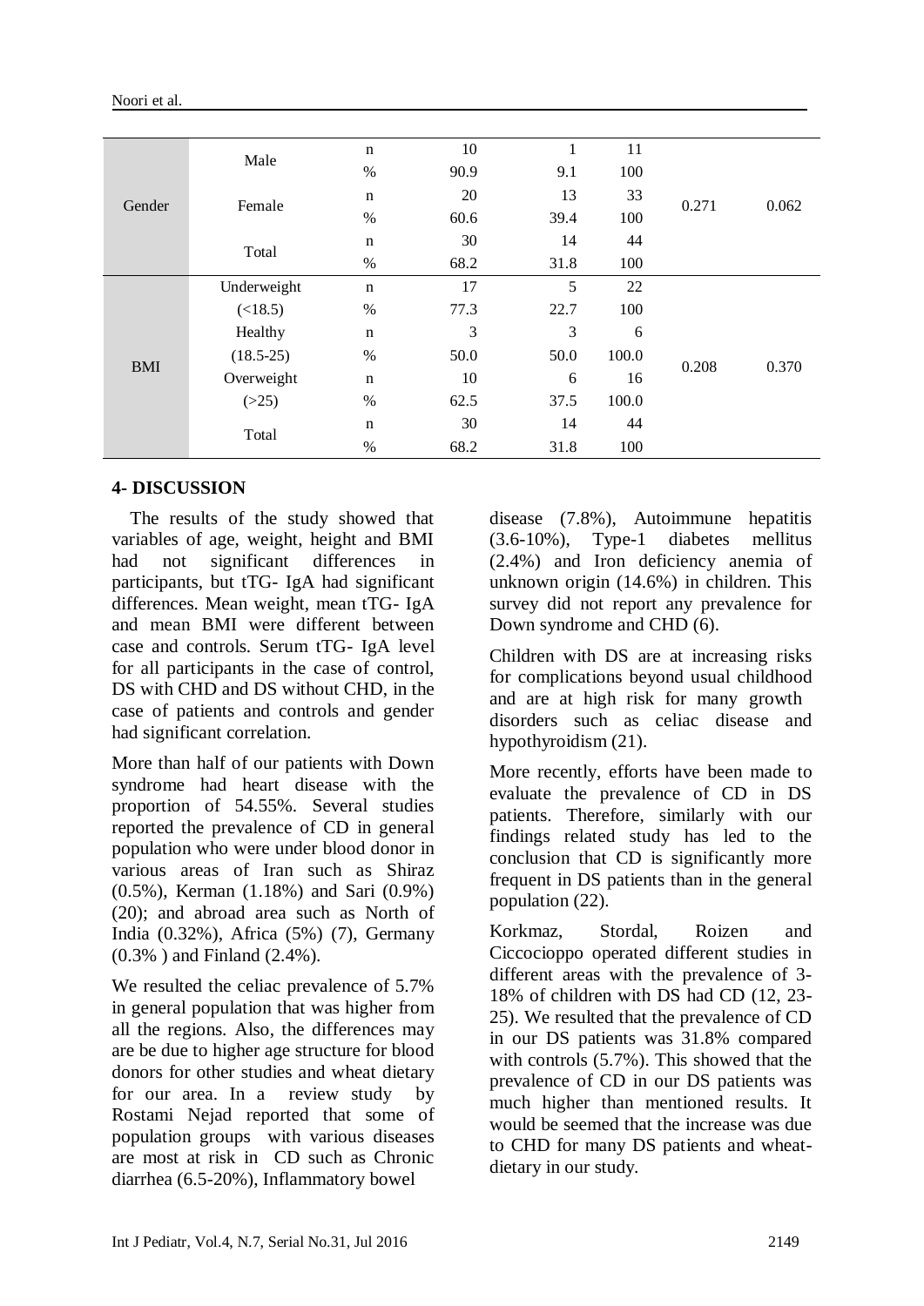| | | | | | | | |
|---|---|---|---|---|---|---|---|
| Gender | Male | n | 10 | 1 | 11 | 0.271 | 0.062 |
| | | % | 90.9 | 9.1 | 100 | | |
| | Female | n | 20 | 13 | 33 | | |
| | | % | 60.6 | 39.4 | 100 | | |
| | Total | n | 30 | 14 | 44 | | |
| | | % | 68.2 | 31.8 | 100 | | |
| BMI | Underweight (<18.5) | n | 17 | 5 | 22 | 0.208 | 0.370 |
| | | % | 77.3 | 22.7 | 100 | | |
| | Healthy (18.5-25) | n | 3 | 3 | 6 | | |
| | | % | 50.0 | 50.0 | 100.0 | | |
| | Overweight (>25) | n | 10 | 6 | 16 | | |
| | | % | 62.5 | 37.5 | 100.0 | | |
| | Total | n | 30 | 14 | 44 | | |
| | | % | 68.2 | 31.8 | 100 | | |

## 4- DISCUSSION

The results of the study showed that variables of age, weight, height and BMI had not significant differences in participants, but tTG- IgA had significant differences. Mean weight, mean tTG- IgA and mean BMI were different between case and controls. Serum tTG- IgA level for all participants in the case of control, DS with CHD and DS without CHD, in the case of patients and controls and gender had significant correlation.

More than half of our patients with Down syndrome had heart disease with the proportion of 54.55%. Several studies reported the prevalence of CD in general population who were under blood donor in various areas of Iran such as Shiraz (0.5%), Kerman (1.18%) and Sari (0.9%) (20); and abroad area such as North of India (0.32%), Africa (5%) (7), Germany (0.3% ) and Finland (2.4%).

We resulted the celiac prevalence of 5.7% in general population that was higher from all the regions. Also, the differences may are be due to higher age structure for blood donors for other studies and wheat dietary for our area. In a review study by Rostami Nejad reported that some of population groups with various diseases are most at risk in CD such as Chronic diarrhea (6.5-20%), Inflammatory bowel disease (7.8%), Autoimmune hepatitis (3.6-10%), Type-1 diabetes mellitus (2.4%) and Iron deficiency anemia of unknown origin (14.6%) in children. This survey did not report any prevalence for Down syndrome and CHD (6).

Children with DS are at increasing risks for complications beyond usual childhood and are at high risk for many growth disorders such as celiac disease and hypothyroidism (21).

More recently, efforts have been made to evaluate the prevalence of CD in DS patients. Therefore, similarly with our findings related study has led to the conclusion that CD is significantly more frequent in DS patients than in the general population (22).

Korkmaz, Stordal, Roizen and Ciccocioppo operated different studies in different areas with the prevalence of 3-18% of children with DS had CD (12, 23-25). We resulted that the prevalence of CD in our DS patients was 31.8% compared with controls (5.7%). This showed that the prevalence of CD in our DS patients was much higher than mentioned results. It would be seemed that the increase was due to CHD for many DS patients and wheat-dietary in our study.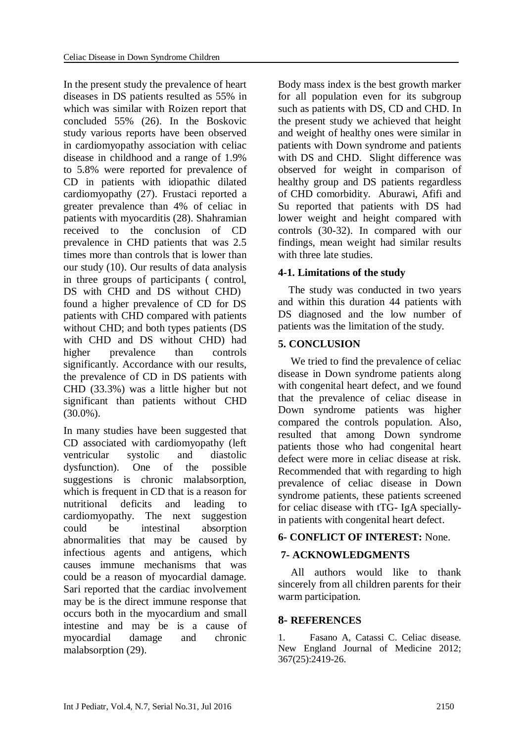In the present study the prevalence of heart diseases in DS patients resulted as 55% in which was similar with Roizen report that concluded 55% (26). In the Boskovic study various reports have been observed in cardiomyopathy association with celiac disease in childhood and a range of 1.9% to 5.8% were reported for prevalence of CD in patients with idiopathic dilated cardiomyopathy (27). Frustaci reported a greater prevalence than 4% of celiac in patients with myocarditis (28). Shahramian received to the conclusion of CD prevalence in CHD patients that was 2.5 times more than controls that is lower than our study (10). Our results of data analysis in three groups of participants ( control, DS with CHD and DS without CHD) found a higher prevalence of CD for DS patients with CHD compared with patients without CHD; and both types patients (DS with CHD and DS without CHD) had higher prevalence than controls significantly. Accordance with our results, the prevalence of CD in DS patients with CHD (33.3%) was a little higher but not significant than patients without CHD (30.0%).

In many studies have been suggested that CD associated with cardiomyopathy (left ventricular systolic and diastolic dysfunction). One of the possible suggestions is chronic malabsorption, which is frequent in CD that is a reason for nutritional deficits and leading to cardiomyopathy. The next suggestion could be intestinal absorption abnormalities that may be caused by infectious agents and antigens, which causes immune mechanisms that was could be a reason of myocardial damage. Sari reported that the cardiac involvement may be is the direct immune response that occurs both in the myocardium and small intestine and may be is a cause of myocardial damage and chronic malabsorption (29).

Body mass index is the best growth marker for all population even for its subgroup such as patients with DS, CD and CHD. In the present study we achieved that height and weight of healthy ones were similar in patients with Down syndrome and patients with DS and CHD. Slight difference was observed for weight in comparison of healthy group and DS patients regardless of CHD comorbidity. Aburawi, Afifi and Su reported that patients with DS had lower weight and height compared with controls (30-32). In compared with our findings, mean weight had similar results with three late studies.

### 4-1. Limitations of the study

The study was conducted in two years and within this duration 44 patients with DS diagnosed and the low number of patients was the limitation of the study.

## 5. CONCLUSION

We tried to find the prevalence of celiac disease in Down syndrome patients along with congenital heart defect, and we found that the prevalence of celiac disease in Down syndrome patients was higher compared the controls population. Also, resulted that among Down syndrome patients those who had congenital heart defect were more in celiac disease at risk. Recommended that with regarding to high prevalence of celiac disease in Down syndrome patients, these patients screened for celiac disease with tTG- IgA specially-in patients with congenital heart defect.

## 6- CONFLICT OF INTEREST: None.

## 7- ACKNOWLEDGMENTS

All authors would like to thank sincerely from all children parents for their warm participation.

## 8- REFERENCES

1. Fasano A, Catassi C. Celiac disease. New England Journal of Medicine 2012; 367(25):2419-26.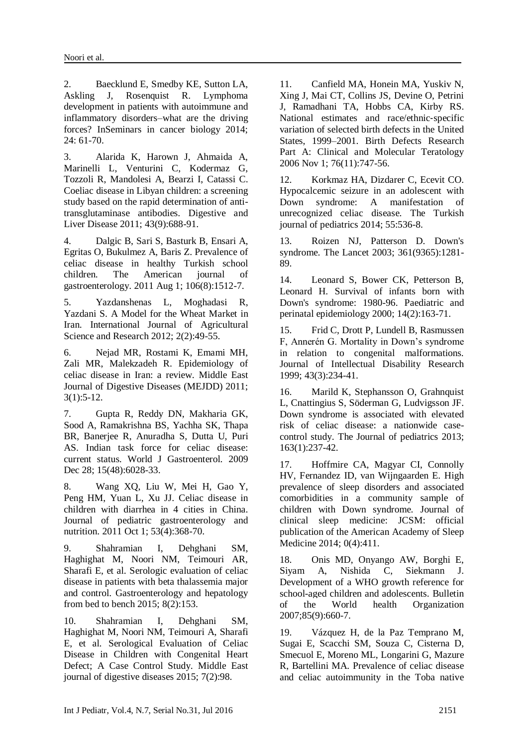2. Baecklund E, Smedby KE, Sutton LA, Askling J, Rosenquist R. Lymphoma development in patients with autoimmune and inflammatory disorders–what are the driving forces? InSeminars in cancer biology 2014; 24: 61-70.

3. Alarida K, Harown J, Ahmaida A, Marinelli L, Venturini C, Kodermaz G, Tozzoli R, Mandolesi A, Bearzi I, Catassi C. Coeliac disease in Libyan children: a screening study based on the rapid determination of anti-transglutaminase antibodies. Digestive and Liver Disease 2011; 43(9):688-91.

4. Dalgic B, Sari S, Basturk B, Ensari A, Egritas O, Bukulmez A, Baris Z. Prevalence of celiac disease in healthy Turkish school children. The American journal of gastroenterology. 2011 Aug 1; 106(8):1512-7.

5. Yazdanshenas L, Moghadasi R, Yazdani S. A Model for the Wheat Market in Iran. International Journal of Agricultural Science and Research 2012; 2(2):49-55.

6. Nejad MR, Rostami K, Emami MH, Zali MR, Malekzadeh R. Epidemiology of celiac disease in Iran: a review. Middle East Journal of Digestive Diseases (MEJDD) 2011; 3(1):5-12.

7. Gupta R, Reddy DN, Makharia GK, Sood A, Ramakrishna BS, Yachha SK, Thapa BR, Banerjee R, Anuradha S, Dutta U, Puri AS. Indian task force for celiac disease: current status. World J Gastroenterol. 2009 Dec 28; 15(48):6028-33.

8. Wang XQ, Liu W, Mei H, Gao Y, Peng HM, Yuan L, Xu JJ. Celiac disease in children with diarrhea in 4 cities in China. Journal of pediatric gastroenterology and nutrition. 2011 Oct 1; 53(4):368-70.

9. Shahramian I, Dehghani SM, Haghighat M, Noori NM, Teimouri AR, Sharafi E, et al. Serologic evaluation of celiac disease in patients with beta thalassemia major and control. Gastroenterology and hepatology from bed to bench 2015; 8(2):153.

10. Shahramian I, Dehghani SM, Haghighat M, Noori NM, Teimouri A, Sharafi E, et al. Serological Evaluation of Celiac Disease in Children with Congenital Heart Defect; A Case Control Study. Middle East journal of digestive diseases 2015; 7(2):98.

11. Canfield MA, Honein MA, Yuskiv N, Xing J, Mai CT, Collins JS, Devine O, Petrini J, Ramadhani TA, Hobbs CA, Kirby RS. National estimates and race/ethnic-specific variation of selected birth defects in the United States, 1999–2001. Birth Defects Research Part A: Clinical and Molecular Teratology 2006 Nov 1; 76(11):747-56.

12. Korkmaz HA, Dizdarer C, Ecevit CO. Hypocalcemic seizure in an adolescent with Down syndrome: A manifestation of unrecognized celiac disease. The Turkish journal of pediatrics 2014; 55:536-8.

13. Roizen NJ, Patterson D. Down's syndrome. The Lancet 2003; 361(9365):1281-89.

14. Leonard S, Bower CK, Petterson B, Leonard H. Survival of infants born with Down's syndrome: 1980-96. Paediatric and perinatal epidemiology 2000; 14(2):163-71.

15. Frid C, Drott P, Lundell B, Rasmussen F, Annerén G. Mortality in Down's syndrome in relation to congenital malformations. Journal of Intellectual Disability Research 1999; 43(3):234-41.

16. Marild K, Stephansson O, Grahnquist L, Cnattingius S, Söderman G, Ludvigsson JF. Down syndrome is associated with elevated risk of celiac disease: a nationwide case-control study. The Journal of pediatrics 2013; 163(1):237-42.

17. Hoffmire CA, Magyar CI, Connolly HV, Fernandez ID, van Wijngaarden E. High prevalence of sleep disorders and associated comorbidities in a community sample of children with Down syndrome. Journal of clinical sleep medicine: JCSM: official publication of the American Academy of Sleep Medicine 2014; 0(4):411.

18. Onis MD, Onyango AW, Borghi E, Siyam A, Nishida C, Siekmann J. Development of a WHO growth reference for school-aged children and adolescents. Bulletin of the World health Organization 2007;85(9):660-7.

19. Vázquez H, de la Paz Temprano M, Sugai E, Scacchi SM, Souza C, Cisterna D, Smecuol E, Moreno ML, Longarini G, Mazure R, Bartellini MA. Prevalence of celiac disease and celiac autoimmunity in the Toba native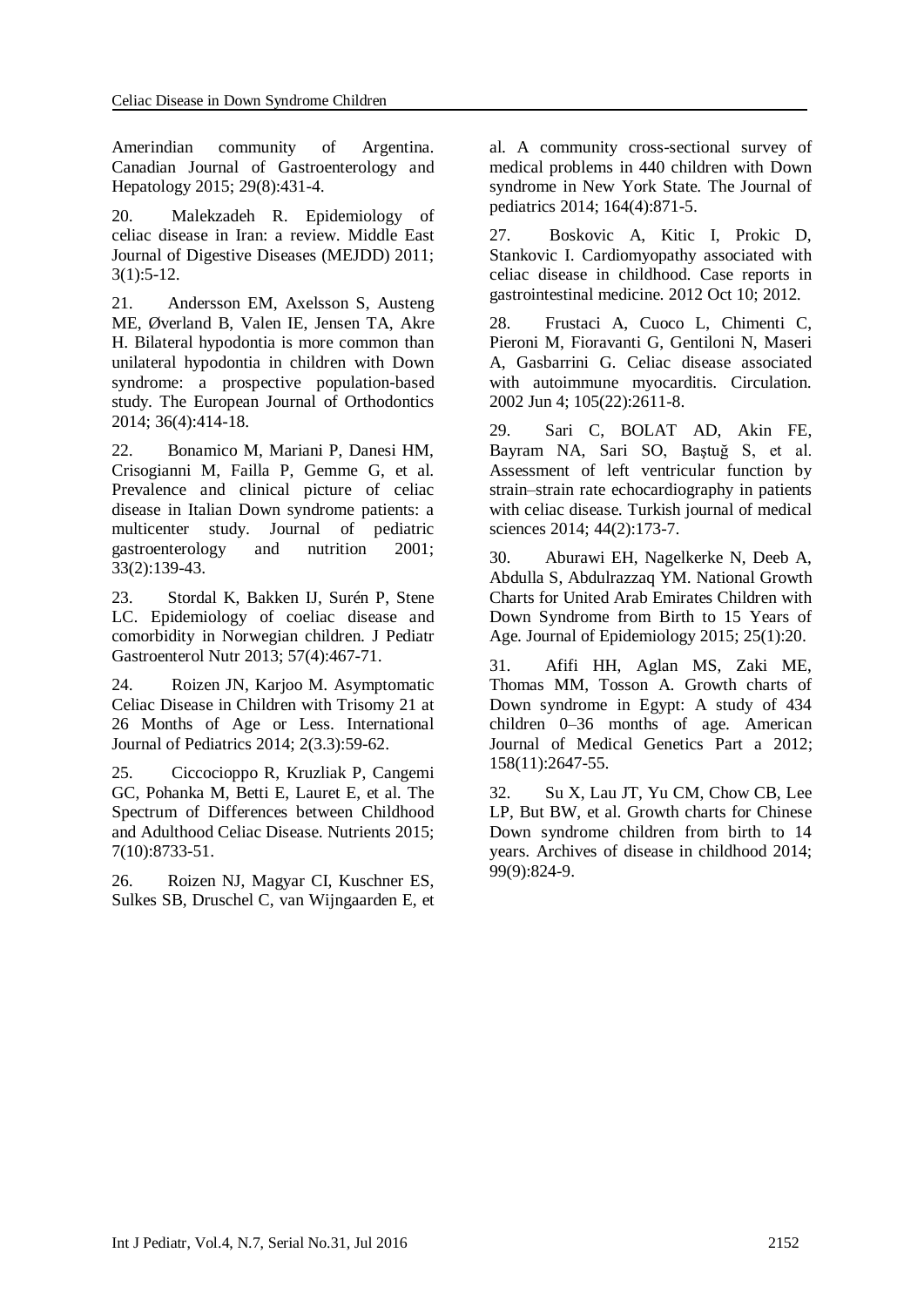Amerindian community of Argentina. Canadian Journal of Gastroenterology and Hepatology 2015; 29(8):431-4.

20. Malekzadeh R. Epidemiology of celiac disease in Iran: a review. Middle East Journal of Digestive Diseases (MEJDD) 2011; 3(1):5-12.

21. Andersson EM, Axelsson S, Austeng ME, Øverland B, Valen IE, Jensen TA, Akre H. Bilateral hypodontia is more common than unilateral hypodontia in children with Down syndrome: a prospective population-based study. The European Journal of Orthodontics 2014; 36(4):414-18.

22. Bonamico M, Mariani P, Danesi HM, Crisogianni M, Failla P, Gemme G, et al. Prevalence and clinical picture of celiac disease in Italian Down syndrome patients: a multicenter study. Journal of pediatric gastroenterology and nutrition 2001; 33(2):139-43.

23. Stordal K, Bakken IJ, Surén P, Stene LC. Epidemiology of coeliac disease and comorbidity in Norwegian children. J Pediatr Gastroenterol Nutr 2013; 57(4):467-71.

24. Roizen JN, Karjoo M. Asymptomatic Celiac Disease in Children with Trisomy 21 at 26 Months of Age or Less. International Journal of Pediatrics 2014; 2(3.3):59-62.

25. Ciccocioppo R, Kruzliak P, Cangemi GC, Pohanka M, Betti E, Lauret E, et al. The Spectrum of Differences between Childhood and Adulthood Celiac Disease. Nutrients 2015; 7(10):8733-51.

26. Roizen NJ, Magyar CI, Kuschner ES, Sulkes SB, Druschel C, van Wijngaarden E, et al. A community cross-sectional survey of medical problems in 440 children with Down syndrome in New York State. The Journal of pediatrics 2014; 164(4):871-5.

27. Boskovic A, Kitic I, Prokic D, Stankovic I. Cardiomyopathy associated with celiac disease in childhood. Case reports in gastrointestinal medicine. 2012 Oct 10; 2012.

28. Frustaci A, Cuoco L, Chimenti C, Pieroni M, Fioravanti G, Gentiloni N, Maseri A, Gasbarrini G. Celiac disease associated with autoimmune myocarditis. Circulation. 2002 Jun 4; 105(22):2611-8.

29. Sari C, BOLAT AD, Akin FE, Bayram NA, Sari SO, Baştuğ S, et al. Assessment of left ventricular function by strain–strain rate echocardiography in patients with celiac disease. Turkish journal of medical sciences 2014; 44(2):173-7.

30. Aburawi EH, Nagelkerke N, Deeb A, Abdulla S, Abdulrazzaq YM. National Growth Charts for United Arab Emirates Children with Down Syndrome from Birth to 15 Years of Age. Journal of Epidemiology 2015; 25(1):20.

31. Afifi HH, Aglan MS, Zaki ME, Thomas MM, Tosson A. Growth charts of Down syndrome in Egypt: A study of 434 children 0–36 months of age. American Journal of Medical Genetics Part a 2012; 158(11):2647-55.

32. Su X, Lau JT, Yu CM, Chow CB, Lee LP, But BW, et al. Growth charts for Chinese Down syndrome children from birth to 14 years. Archives of disease in childhood 2014; 99(9):824-9.